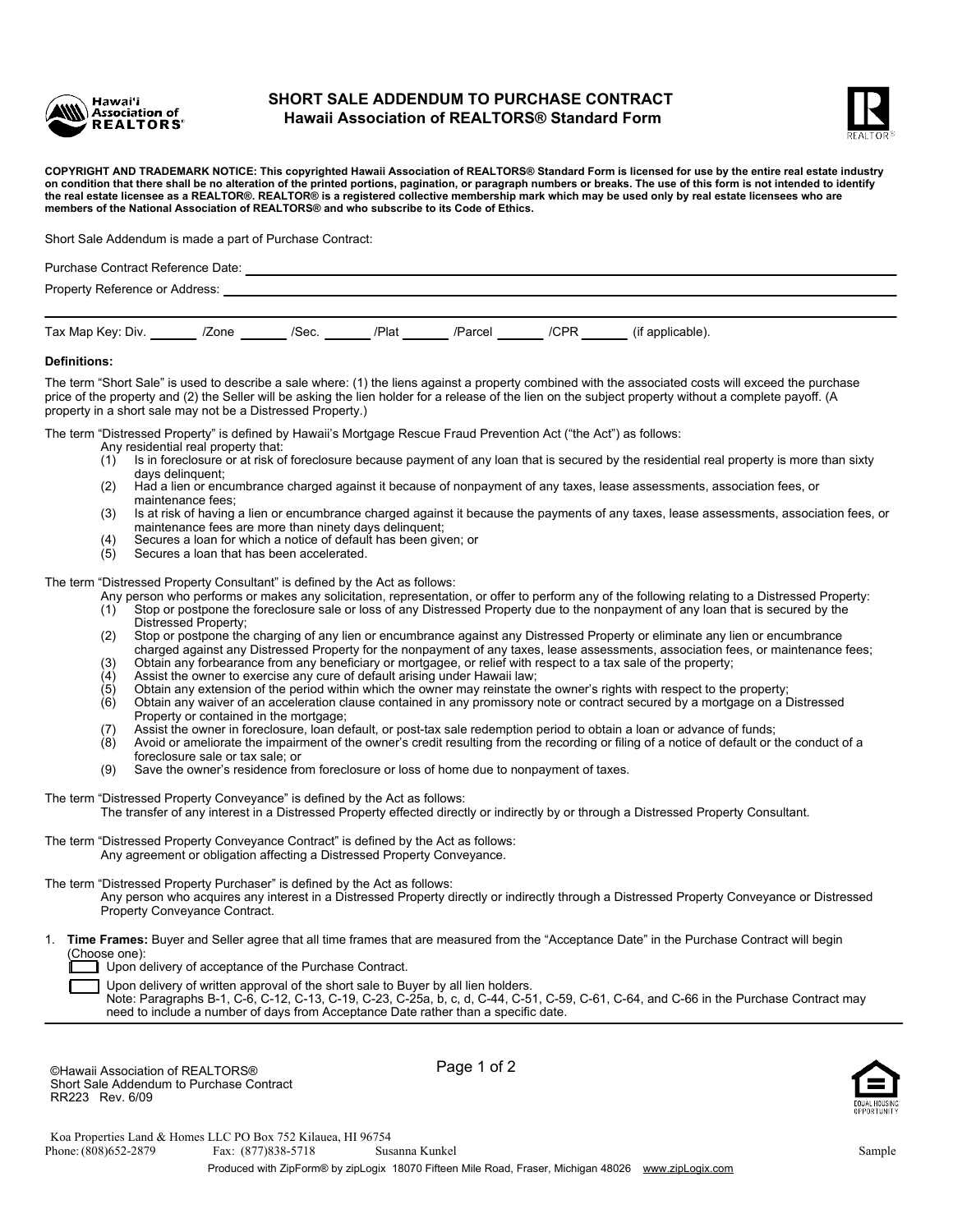# SHORT SALE ADDENDUM TO PURCHASE CONTRACT
## Hawaii Association of REALTORS® Standard Form

**COPYRIGHT AND TRADEMARK NOTICE: This copyrighted Hawaii Association of REALTORS® Standard Form is licensed for use by the entire real estate industry on condition that there shall be no alteration of the printed portions, pagination, or paragraph numbers or breaks. The use of this form is not intended to identify the real estate licensee as a REALTOR®. REALTOR® is a registered collective membership mark which may be used only by real estate licensees who are members of the National Association of REALTORS® and who subscribe to its Code of Ethics.**

Short Sale Addendum is made a part of Purchase Contract:

Purchase Contract Reference Date: ______________________________

Property Reference or Address: ______________________________

______________________________

Tax Map Key: Div. _______ /Zone _______ /Sec. _______ /Plat _______ /Parcel _______ /CPR _______ (if applicable).

**Definitions:**

The term "Short Sale" is used to describe a sale where: (1) the liens against a property combined with the associated costs will exceed the purchase price of the property and (2) the Seller will be asking the lien holder for a release of the lien on the subject property without a complete payoff. (A property in a short sale may not be a Distressed Property.)

The term "Distressed Property" is defined by Hawaii's Mortgage Rescue Fraud Prevention Act ("the Act") as follows:

Any residential real property that:

(1) Is in foreclosure or at risk of foreclosure because payment of any loan that is secured by the residential real property is more than sixty days delinquent;
(2) Had a lien or encumbrance charged against it because of nonpayment of any taxes, lease assessments, association fees, or maintenance fees;
(3) Is at risk of having a lien or encumbrance charged against it because the payments of any taxes, lease assessments, association fees, or maintenance fees are more than ninety days delinquent;
(4) Secures a loan for which a notice of default has been given; or
(5) Secures a loan that has been accelerated.

The term "Distressed Property Consultant" is defined by the Act as follows:

Any person who performs or makes any solicitation, representation, or offer to perform any of the following relating to a Distressed Property:

(1) Stop or postpone the foreclosure sale or loss of any Distressed Property due to the nonpayment of any loan that is secured by the Distressed Property;
(2) Stop or postpone the charging of any lien or encumbrance against any Distressed Property or eliminate any lien or encumbrance charged against any Distressed Property for the nonpayment of any taxes, lease assessments, association fees, or maintenance fees;
(3) Obtain any forbearance from any beneficiary or mortgagee, or relief with respect to a tax sale of the property;
(4) Assist the owner to exercise any cure of default arising under Hawaii law;
(5) Obtain any extension of the period within which the owner may reinstate the owner's rights with respect to the property;
(6) Obtain any waiver of an acceleration clause contained in any promissory note or contract secured by a mortgage on a Distressed Property or contained in the mortgage;
(7) Assist the owner in foreclosure, loan default, or post-tax sale redemption period to obtain a loan or advance of funds;
(8) Avoid or ameliorate the impairment of the owner's credit resulting from the recording or filing of a notice of default or the conduct of a foreclosure sale or tax sale; or
(9) Save the owner's residence from foreclosure or loss of home due to nonpayment of taxes.

The term "Distressed Property Conveyance" is defined by the Act as follows:

The transfer of any interest in a Distressed Property effected directly or indirectly by or through a Distressed Property Consultant.

The term "Distressed Property Conveyance Contract" is defined by the Act as follows:

Any agreement or obligation affecting a Distressed Property Conveyance.

The term "Distressed Property Purchaser" is defined by the Act as follows:

Any person who acquires any interest in a Distressed Property directly or indirectly through a Distressed Property Conveyance or Distressed Property Conveyance Contract.

1. **Time Frames:** Buyer and Seller agree that all time frames that are measured from the "Acceptance Date" in the Purchase Contract will begin (Choose one):

   ☐ Upon delivery of acceptance of the Purchase Contract.

   ☐ Upon delivery of written approval of the short sale to Buyer by all lien holders.
   Note: Paragraphs B-1, C-6, C-12, C-13, C-19, C-23, C-25a, b, c, d, C-44, C-51, C-59, C-61, C-64, and C-66 in the Purchase Contract may need to include a number of days from Acceptance Date rather than a specific date.

©Hawaii Association of REALTORS®
Short Sale Addendum to Purchase Contract
RR223 Rev. 6/09

Koa Properties Land & Homes LLC PO Box 752 Kilauea, HI 96754
Phone: (808)652-2879 Fax: (877)838-5718 Susanna Kunkel Sample
Produced with ZipForm® by zipLogix 18070 Fifteen Mile Road, Fraser, Michigan 48026 www.zipLogix.com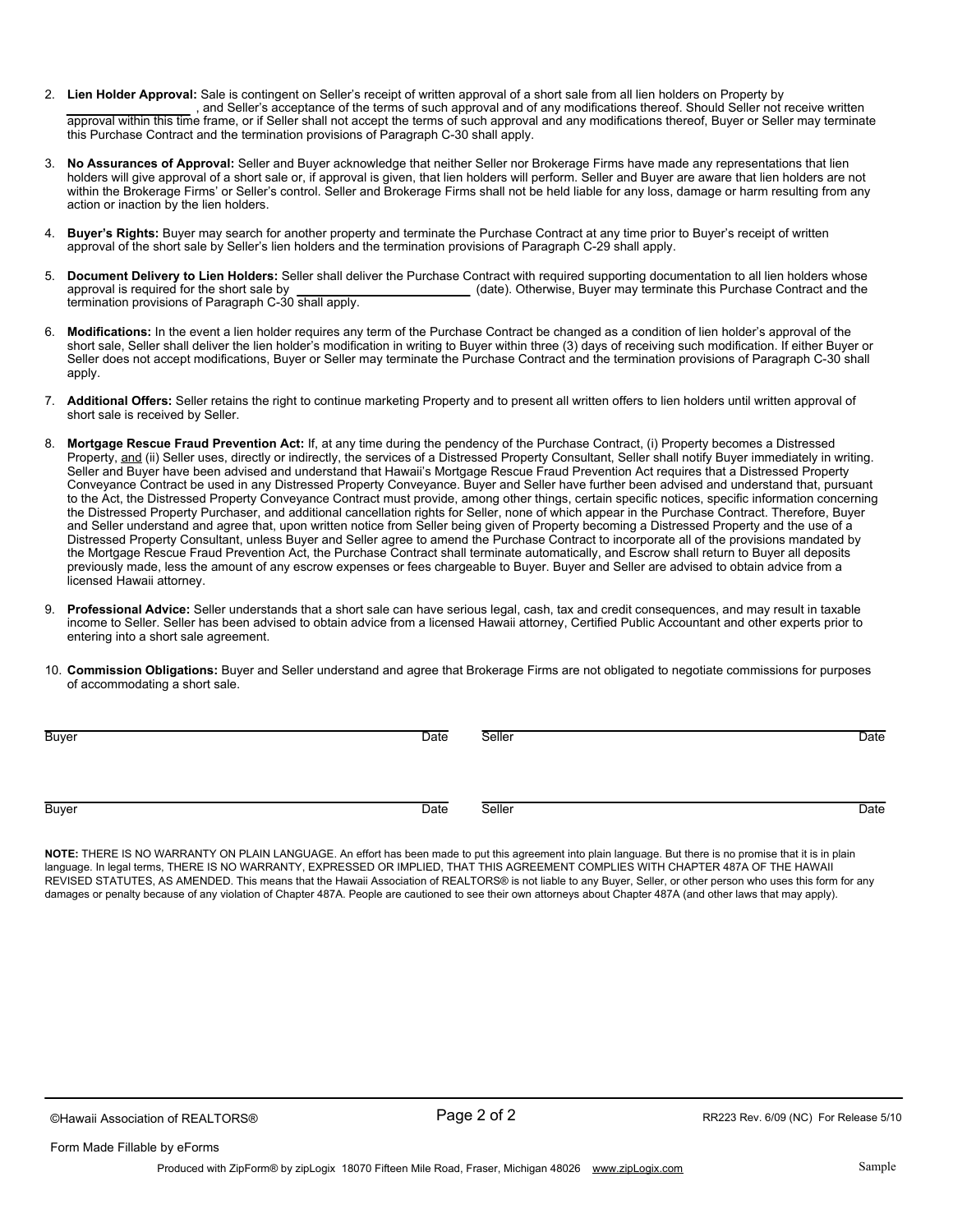2. **Lien Holder Approval:** Sale is contingent on Seller's receipt of written approval of a short sale from all lien holders on Property by ________________ , and Seller's acceptance of the terms of such approval and of any modifications thereof. Should Seller not receive written approval within this time frame, or if Seller shall not accept the terms of such approval and any modifications thereof, Buyer or Seller may terminate this Purchase Contract and the termination provisions of Paragraph C-30 shall apply.

3. **No Assurances of Approval:** Seller and Buyer acknowledge that neither Seller nor Brokerage Firms have made any representations that lien holders will give approval of a short sale or, if approval is given, that lien holders will perform. Seller and Buyer are aware that lien holders are not within the Brokerage Firms' or Seller's control. Seller and Brokerage Firms shall not be held liable for any loss, damage or harm resulting from any action or inaction by the lien holders.

4. **Buyer's Rights:** Buyer may search for another property and terminate the Purchase Contract at any time prior to Buyer's receipt of written approval of the short sale by Seller's lien holders and the termination provisions of Paragraph C-29 shall apply.

5. **Document Delivery to Lien Holders:** Seller shall deliver the Purchase Contract with required supporting documentation to all lien holders whose approval is required for the short sale by ________________________ (date). Otherwise, Buyer may terminate this Purchase Contract and the termination provisions of Paragraph C-30 shall apply.

6. **Modifications:** In the event a lien holder requires any term of the Purchase Contract be changed as a condition of lien holder's approval of the short sale, Seller shall deliver the lien holder's modification in writing to Buyer within three (3) days of receiving such modification. If either Buyer or Seller does not accept modifications, Buyer or Seller may terminate the Purchase Contract and the termination provisions of Paragraph C-30 shall apply.

7. **Additional Offers:** Seller retains the right to continue marketing Property and to present all written offers to lien holders until written approval of short sale is received by Seller.

8. **Mortgage Rescue Fraud Prevention Act:** If, at any time during the pendency of the Purchase Contract, (i) Property becomes a Distressed Property, and (ii) Seller uses, directly or indirectly, the services of a Distressed Property Consultant, Seller shall notify Buyer immediately in writing. Seller and Buyer have been advised and understand that Hawaii's Mortgage Rescue Fraud Prevention Act requires that a Distressed Property Conveyance Contract be used in any Distressed Property Conveyance. Buyer and Seller have further been advised and understand that, pursuant to the Act, the Distressed Property Conveyance Contract must provide, among other things, certain specific notices, specific information concerning the Distressed Property Purchaser, and additional cancellation rights for Seller, none of which appear in the Purchase Contract. Therefore, Buyer and Seller understand and agree that, upon written notice from Seller being given of Property becoming a Distressed Property and the use of a Distressed Property Consultant, unless Buyer and Seller agree to amend the Purchase Contract to incorporate all of the provisions mandated by the Mortgage Rescue Fraud Prevention Act, the Purchase Contract shall terminate automatically, and Escrow shall return to Buyer all deposits previously made, less the amount of any escrow expenses or fees chargeable to Buyer. Buyer and Seller are advised to obtain advice from a licensed Hawaii attorney.

9. **Professional Advice:** Seller understands that a short sale can have serious legal, cash, tax and credit consequences, and may result in taxable income to Seller. Seller has been advised to obtain advice from a licensed Hawaii attorney, Certified Public Accountant and other experts prior to entering into a short sale agreement.

10. **Commission Obligations:** Buyer and Seller understand and agree that Brokerage Firms are not obligated to negotiate commissions for purposes of accommodating a short sale.

| | | | |
|---|---|---|---|
| Buyer | Date | Seller | Date |
| Buyer | Date | Seller | Date |

**NOTE:** THERE IS NO WARRANTY ON PLAIN LANGUAGE. An effort has been made to put this agreement into plain language. But there is no promise that it is in plain language. In legal terms, THERE IS NO WARRANTY, EXPRESSED OR IMPLIED, THAT THIS AGREEMENT COMPLIES WITH CHAPTER 487A OF THE HAWAII REVISED STATUTES, AS AMENDED. This means that the Hawaii Association of REALTORS® is not liable to any Buyer, Seller, or other person who uses this form for any damages or penalty because of any violation of Chapter 487A. People are cautioned to see their own attorneys about Chapter 487A (and other laws that may apply).

©Hawaii Association of REALTORS® RR223 Rev. 6/09 (NC) For Release 5/10

Form Made Fillable by eForms

Produced with ZipForm® by zipLogix 18070 Fifteen Mile Road, Fraser, Michigan 48026 www.zipLogix.com Sample